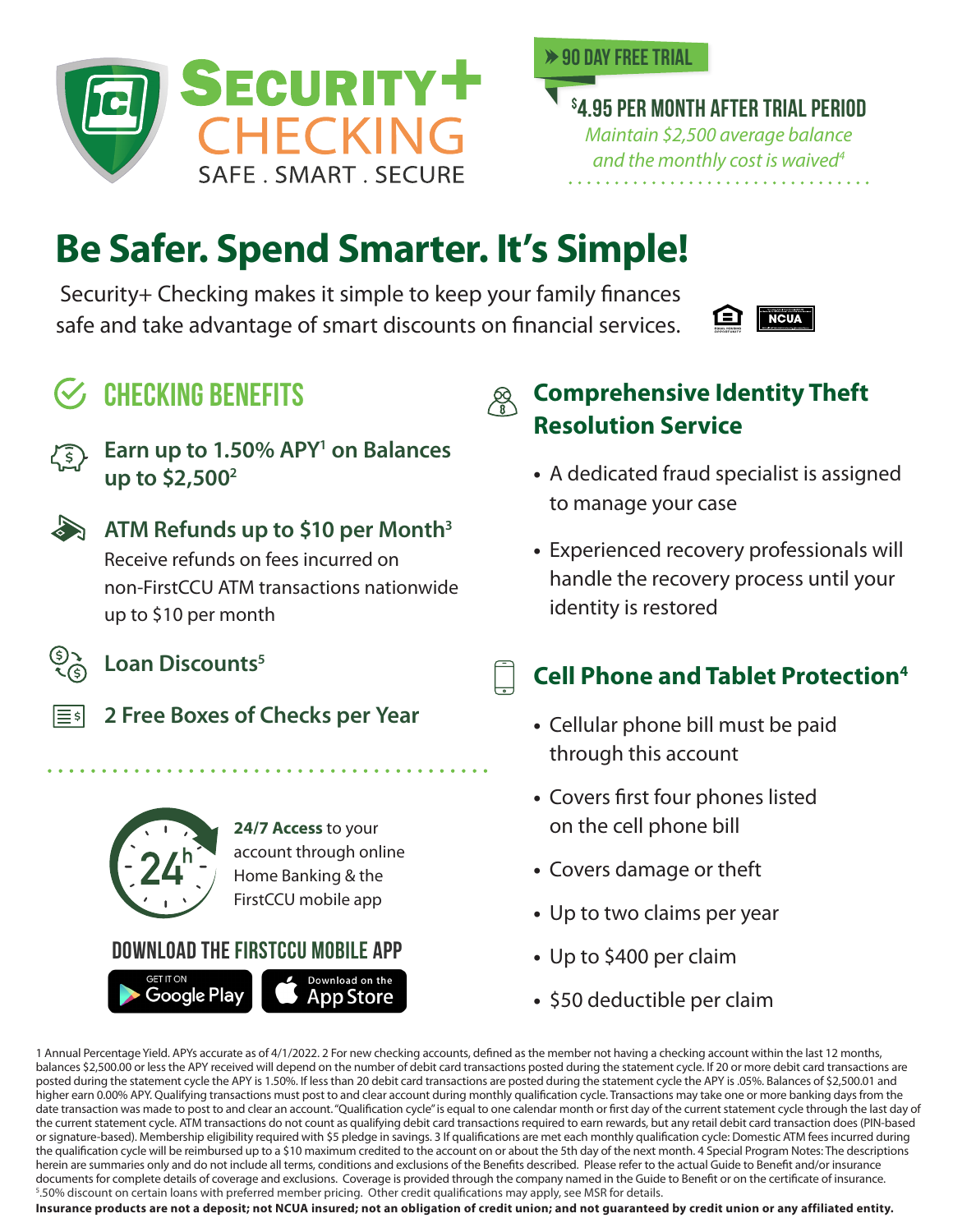# SECURITY+ CHECKING

SAFE . SMART . SECURE

» 90 DAY FREE TRIAL

**$4.95 PER MONTH AFTER TRIAL PERIOD**

*Maintain $2,500 average balance and the monthly cost is waived[4]*

## Be Safer. Spend Smarter. It's Simple!

Security+ Checking makes it simple to keep your family finances safe and take advantage of smart discounts on financial services.

## CHECKING BENEFITS

### Earn up to 1.50% APY[1] on Balances up to $2,500[2]

### ATM Refunds up to $10 per Month[3]

Receive refunds on fees incurred on non-FirstCCU ATM transactions nationwide up to $10 per month

### Loan Discounts[5]

### 2 Free Boxes of Checks per Year

**24/7 Access** to your account through online Home Banking & the FirstCCU mobile app

### DOWNLOAD THE FIRSTCCU MOBILE APP

GET IT ON Google Play | Download on the App Store

## Comprehensive Identity Theft Resolution Service

- A dedicated fraud specialist is assigned to manage your case
- Experienced recovery professionals will handle the recovery process until your identity is restored

## Cell Phone and Tablet Protection[4]

- Cellular phone bill must be paid through this account
- Covers first four phones listed on the cell phone bill
- Covers damage or theft
- Up to two claims per year
- Up to $400 per claim
- $50 deductible per claim

1 Annual Percentage Yield. APYs accurate as of 4/1/2022. 2 For new checking accounts, defined as the member not having a checking account within the last 12 months, balances $2,500.00 or less the APY received will depend on the number of debit card transactions posted during the statement cycle. If 20 or more debit card transactions are posted during the statement cycle the APY is 1.50%. If less than 20 debit card transactions are posted during the statement cycle the APY is .05%. Balances of $2,500.01 and higher earn 0.00% APY. Qualifying transactions must post to and clear account during monthly qualification cycle. Transactions may take one or more banking days from the date transaction was made to post to and clear an account. "Qualification cycle" is equal to one calendar month or first day of the current statement cycle through the last day of the current statement cycle. ATM transactions do not count as qualifying debit card transactions required to earn rewards, but any retail debit card transaction does (PIN-based or signature-based). Membership eligibility required with $5 pledge in savings. 3 If qualifications are met each monthly qualification cycle: Domestic ATM fees incurred during the qualification cycle will be reimbursed up to a $10 maximum credited to the account on or about the 5th day of the next month. 4 Special Program Notes: The descriptions herein are summaries only and do not include all terms, conditions and exclusions of the Benefits described. Please refer to the actual Guide to Benefit and/or insurance documents for complete details of coverage and exclusions. Coverage is provided through the company named in the Guide to Benefit or on the certificate of insurance. 5 .50% discount on certain loans with preferred member pricing. Other credit qualifications may apply, see MSR for details.

**Insurance products are not a deposit; not NCUA insured; not an obligation of credit union; and not guaranteed by credit union or any affiliated entity.**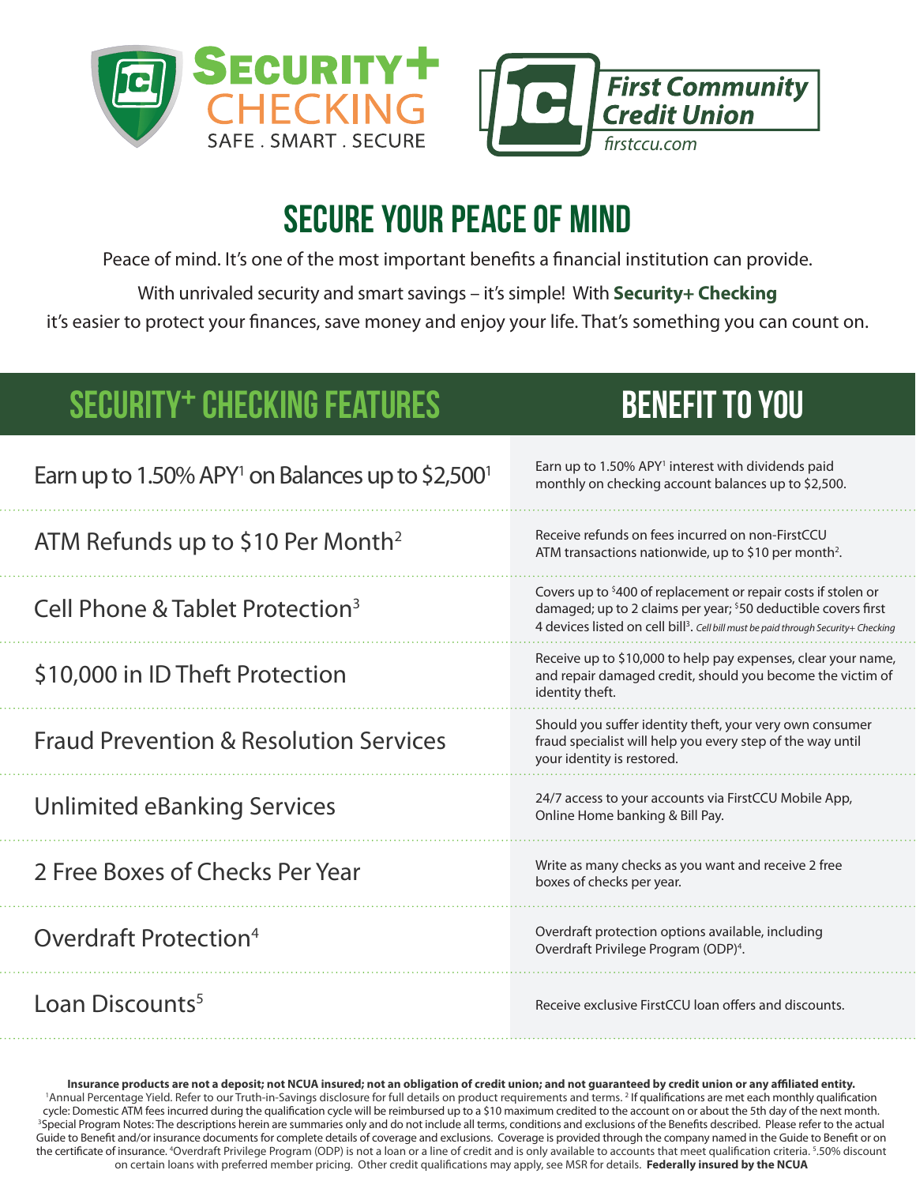SECURITY+ CHECKING

SAFE . SMART . SECURE

First Community Credit Union

firstccu.com

# SECURE YOUR PEACE OF MIND

Peace of mind. It's one of the most important benefits a financial institution can provide.

With unrivaled security and smart savings – it's simple! With **Security+ Checking** it's easier to protect your finances, save money and enjoy your life. That's something you can count on.

| SECURITY+ CHECKING FEATURES | BENEFIT TO YOU |
| --- | --- |
| Earn up to 1.50% APY[1] on Balances up to $2,500[1] | Earn up to 1.50% APY[1] interest with dividends paid monthly on checking account balances up to $2,500. |
| ATM Refunds up to $10 Per Month[2] | Receive refunds on fees incurred on non-FirstCCU ATM transactions nationwide, up to $10 per month[2]. |
| Cell Phone & Tablet Protection[3] | Covers up to $400 of replacement or repair costs if stolen or damaged; up to 2 claims per year; $50 deductible covers first 4 devices listed on cell bill[3]. *Cell bill must be paid through Security+ Checking* |
| $10,000 in ID Theft Protection | Receive up to $10,000 to help pay expenses, clear your name, and repair damaged credit, should you become the victim of identity theft. |
| Fraud Prevention & Resolution Services | Should you suffer identity theft, your very own consumer fraud specialist will help you every step of the way until your identity is restored. |
| Unlimited eBanking Services | 24/7 access to your accounts via FirstCCU Mobile App, Online Home banking & Bill Pay. |
| 2 Free Boxes of Checks Per Year | Write as many checks as you want and receive 2 free boxes of checks per year. |
| Overdraft Protection[4] | Overdraft protection options available, including Overdraft Privilege Program (ODP)[4]. |
| Loan Discounts[5] | Receive exclusive FirstCCU loan offers and discounts. |

**Insurance products are not a deposit; not NCUA insured; not an obligation of credit union; and not guaranteed by credit union or any affiliated entity.**

[1]Annual Percentage Yield. Refer to our Truth-in-Savings disclosure for full details on product requirements and terms. [2] If qualifications are met each monthly qualification cycle: Domestic ATM fees incurred during the qualification cycle will be reimbursed up to a $10 maximum credited to the account on or about the 5th day of the next month. [3]Special Program Notes: The descriptions herein are summaries only and do not include all terms, conditions and exclusions of the Benefits described. Please refer to the actual Guide to Benefit and/or insurance documents for complete details of coverage and exclusions. Coverage is provided through the company named in the Guide to Benefit or on the certificate of insurance. [4]Overdraft Privilege Program (ODP) is not a loan or a line of credit and is only available to accounts that meet qualification criteria. [5].50% discount on certain loans with preferred member pricing. Other credit qualifications may apply, see MSR for details. **Federally insured by the NCUA**